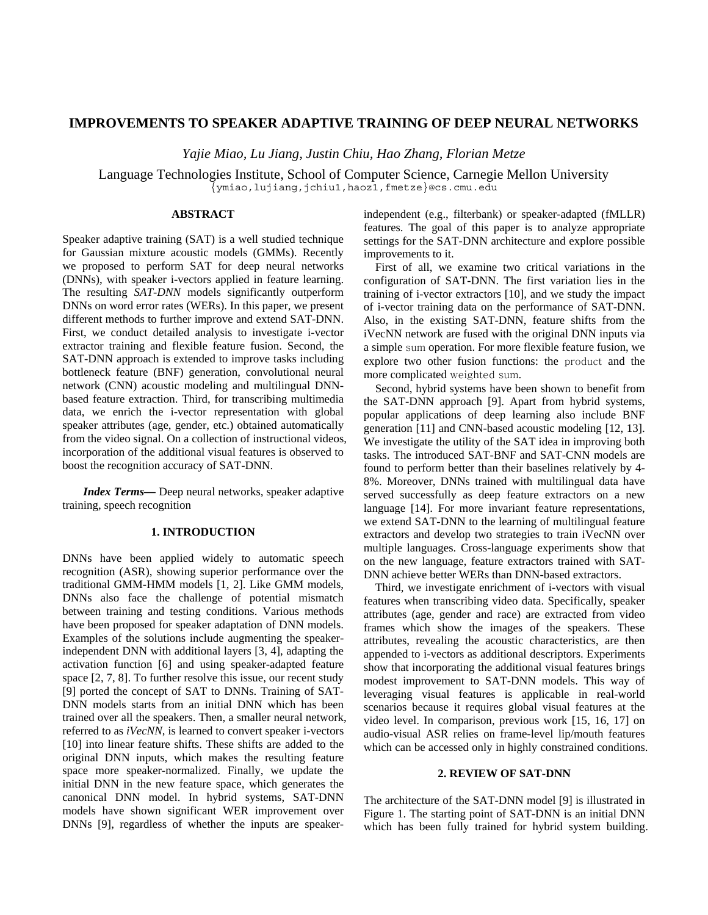# IMPROVEMENTS TO SPEAKER ADAPTIVE TRAINING OF DEEP NEURAL NETWORKS

*Yajie Miao, Lu Jiang, Justin Chiu, Hao Zhang, Florian Metze*

Language Technologies Institute, School of Computer Science, Carnegie Mellon University

{ymiao,lujiang,jchiu1,haoz1,fmetze}@cs.cmu.edu

## ABSTRACT

Speaker adaptive training (SAT) is a well studied technique for Gaussian mixture acoustic models (GMMs). Recently we proposed to perform SAT for deep neural networks (DNNs), with speaker i-vectors applied in feature learning. The resulting *SAT-DNN* models significantly outperform DNNs on word error rates (WERs). In this paper, we present different methods to further improve and extend SAT-DNN. First, we conduct detailed analysis to investigate i-vector extractor training and flexible feature fusion. Second, the SAT-DNN approach is extended to improve tasks including bottleneck feature (BNF) generation, convolutional neural network (CNN) acoustic modeling and multilingual DNN-based feature extraction. Third, for transcribing multimedia data, we enrich the i-vector representation with global speaker attributes (age, gender, etc.) obtained automatically from the video signal. On a collection of instructional videos, incorporation of the additional visual features is observed to boost the recognition accuracy of SAT-DNN.

***Index Terms*—** Deep neural networks, speaker adaptive training, speech recognition

## 1. INTRODUCTION

DNNs have been applied widely to automatic speech recognition (ASR), showing superior performance over the traditional GMM-HMM models [1, 2]. Like GMM models, DNNs also face the challenge of potential mismatch between training and testing conditions. Various methods have been proposed for speaker adaptation of DNN models. Examples of the solutions include augmenting the speaker-independent DNN with additional layers [3, 4], adapting the activation function [6] and using speaker-adapted feature space [2, 7, 8]. To further resolve this issue, our recent study [9] ported the concept of SAT to DNNs. Training of SAT-DNN models starts from an initial DNN which has been trained over all the speakers. Then, a smaller neural network, referred to as *iVecNN*, is learned to convert speaker i-vectors [10] into linear feature shifts. These shifts are added to the original DNN inputs, which makes the resulting feature space more speaker-normalized. Finally, we update the initial DNN in the new feature space, which generates the canonical DNN model. In hybrid systems, SAT-DNN models have shown significant WER improvement over DNNs [9], regardless of whether the inputs are speaker-independent (e.g., filterbank) or speaker-adapted (fMLLR) features. The goal of this paper is to analyze appropriate settings for the SAT-DNN architecture and explore possible improvements to it.

First of all, we examine two critical variations in the configuration of SAT-DNN. The first variation lies in the training of i-vector extractors [10], and we study the impact of i-vector training data on the performance of SAT-DNN. Also, in the existing SAT-DNN, feature shifts from the iVecNN network are fused with the original DNN inputs via a simple `sum` operation. For more flexible feature fusion, we explore two other fusion functions: the `product` and the more complicated `weighted sum`.

Second, hybrid systems have been shown to benefit from the SAT-DNN approach [9]. Apart from hybrid systems, popular applications of deep learning also include BNF generation [11] and CNN-based acoustic modeling [12, 13]. We investigate the utility of the SAT idea in improving both tasks. The introduced SAT-BNF and SAT-CNN models are found to perform better than their baselines relatively by 4-8%. Moreover, DNNs trained with multilingual data have served successfully as deep feature extractors on a new language [14]. For more invariant feature representations, we extend SAT-DNN to the learning of multilingual feature extractors and develop two strategies to train iVecNN over multiple languages. Cross-language experiments show that on the new language, feature extractors trained with SAT-DNN achieve better WERs than DNN-based extractors.

Third, we investigate enrichment of i-vectors with visual features when transcribing video data. Specifically, speaker attributes (age, gender and race) are extracted from video frames which show the images of the speakers. These attributes, revealing the acoustic characteristics, are then appended to i-vectors as additional descriptors. Experiments show that incorporating the additional visual features brings modest improvement to SAT-DNN models. This way of leveraging visual features is applicable in real-world scenarios because it requires global visual features at the video level. In comparison, previous work [15, 16, 17] on audio-visual ASR relies on frame-level lip/mouth features which can be accessed only in highly constrained conditions.

## 2. REVIEW OF SAT-DNN

The architecture of the SAT-DNN model [9] is illustrated in Figure 1. The starting point of SAT-DNN is an initial DNN which has been fully trained for hybrid system building.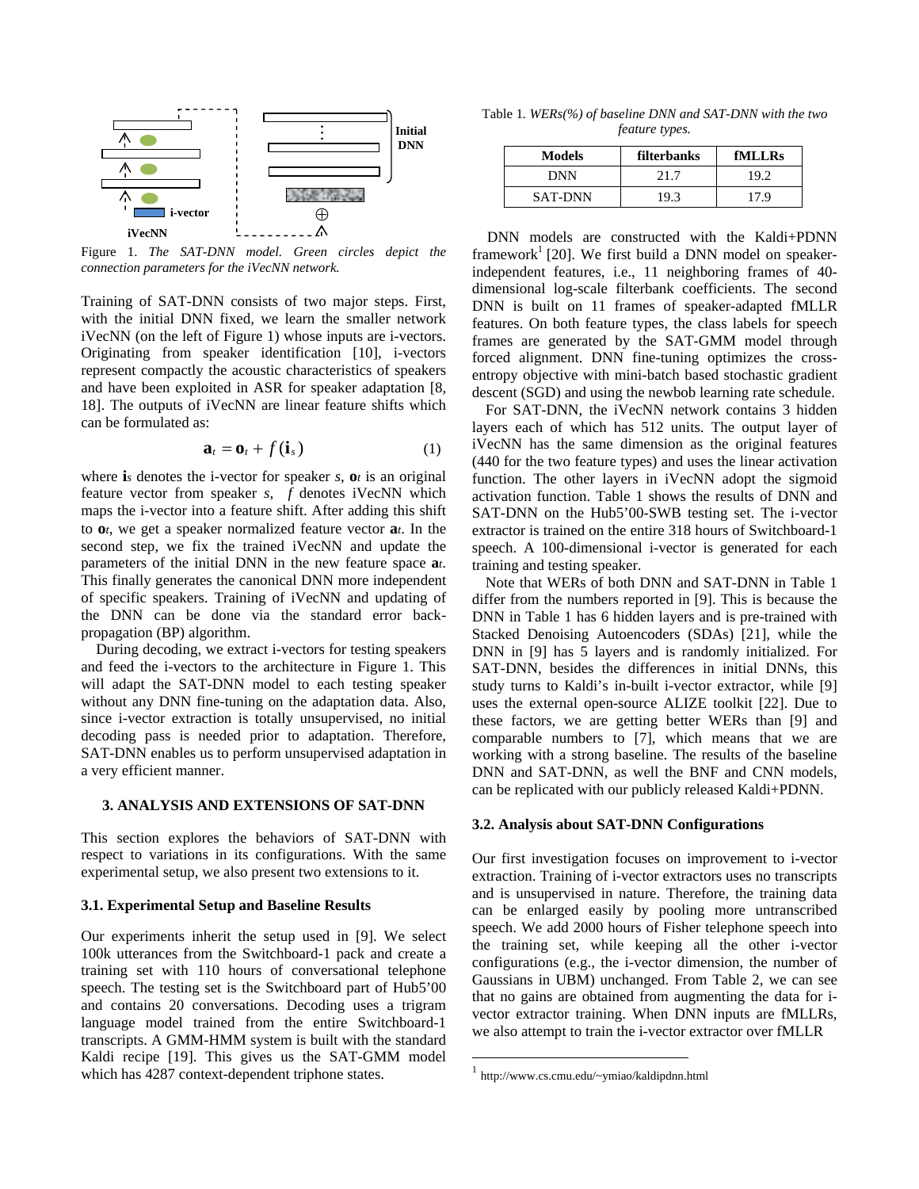Figure 1. *The SAT-DNN model. Green circles depict the connection parameters for the iVecNN network.*

Training of SAT-DNN consists of two major steps. First, with the initial DNN fixed, we learn the smaller network iVecNN (on the left of Figure 1) whose inputs are i-vectors. Originating from speaker identification [10], i-vectors represent compactly the acoustic characteristics of speakers and have been exploited in ASR for speaker adaptation [8, 18]. The outputs of iVecNN are linear feature shifts which can be formulated as:

$$\mathbf{a}_t = \mathbf{o}_t + f(\mathbf{i}_s) \tag{1}$$

where $\mathbf{i}_s$ denotes the i-vector for speaker $s$, $\mathbf{o}_t$ is an original feature vector from speaker $s$, $f$ denotes iVecNN which maps the i-vector into a feature shift. After adding this shift to $\mathbf{o}_t$, we get a speaker normalized feature vector $\mathbf{a}_t$. In the second step, we fix the trained iVecNN and update the parameters of the initial DNN in the new feature space $\mathbf{a}_t$. This finally generates the canonical DNN more independent of specific speakers. Training of iVecNN and updating of the DNN can be done via the standard error back-propagation (BP) algorithm.

During decoding, we extract i-vectors for testing speakers and feed the i-vectors to the architecture in Figure 1. This will adapt the SAT-DNN model to each testing speaker without any DNN fine-tuning on the adaptation data. Also, since i-vector extraction is totally unsupervised, no initial decoding pass is needed prior to adaptation. Therefore, SAT-DNN enables us to perform unsupervised adaptation in a very efficient manner.

## 3. ANALYSIS AND EXTENSIONS OF SAT-DNN

This section explores the behaviors of SAT-DNN with respect to variations in its configurations. With the same experimental setup, we also present two extensions to it.

### 3.1. Experimental Setup and Baseline Results

Our experiments inherit the setup used in [9]. We select 100k utterances from the Switchboard-1 pack and create a training set with 110 hours of conversational telephone speech. The testing set is the Switchboard part of Hub5'00 and contains 20 conversations. Decoding uses a trigram language model trained from the entire Switchboard-1 transcripts. A GMM-HMM system is built with the standard Kaldi recipe [19]. This gives us the SAT-GMM model which has 4287 context-dependent triphone states.

Table 1. *WERs(%) of baseline DNN and SAT-DNN with the two feature types.*

| Models | filterbanks | fMLLRs |
| --- | --- | --- |
| DNN | 21.7 | 19.2 |
| SAT-DNN | 19.3 | 17.9 |

DNN models are constructed with the Kaldi+PDNN framework[1] [20]. We first build a DNN model on speaker-independent features, i.e., 11 neighboring frames of 40-dimensional log-scale filterbank coefficients. The second DNN is built on 11 frames of speaker-adapted fMLLR features. On both feature types, the class labels for speech frames are generated by the SAT-GMM model through forced alignment. DNN fine-tuning optimizes the cross-entropy objective with mini-batch based stochastic gradient descent (SGD) and using the newbob learning rate schedule.

For SAT-DNN, the iVecNN network contains 3 hidden layers each of which has 512 units. The output layer of iVecNN has the same dimension as the original features (440 for the two feature types) and uses the linear activation function. The other layers in iVecNN adopt the sigmoid activation function. Table 1 shows the results of DNN and SAT-DNN on the Hub5'00-SWB testing set. The i-vector extractor is trained on the entire 318 hours of Switchboard-1 speech. A 100-dimensional i-vector is generated for each training and testing speaker.

Note that WERs of both DNN and SAT-DNN in Table 1 differ from the numbers reported in [9]. This is because the DNN in Table 1 has 6 hidden layers and is pre-trained with Stacked Denoising Autoencoders (SDAs) [21], while the DNN in [9] has 5 layers and is randomly initialized. For SAT-DNN, besides the differences in initial DNNs, this study turns to Kaldi's in-built i-vector extractor, while [9] uses the external open-source ALIZE toolkit [22]. Due to these factors, we are getting better WERs than [9] and comparable numbers to [7], which means that we are working with a strong baseline. The results of the baseline DNN and SAT-DNN, as well the BNF and CNN models, can be replicated with our publicly released Kaldi+PDNN.

### 3.2. Analysis about SAT-DNN Configurations

Our first investigation focuses on improvement to i-vector extraction. Training of i-vector extractors uses no transcripts and is unsupervised in nature. Therefore, the training data can be enlarged easily by pooling more untranscribed speech. We add 2000 hours of Fisher telephone speech into the training set, while keeping all the other i-vector configurations (e.g., the i-vector dimension, the number of Gaussians in UBM) unchanged. From Table 2, we can see that no gains are obtained from augmenting the data for i-vector extractor training. When DNN inputs are fMLLRs, we also attempt to train the i-vector extractor over fMLLR

[1] http://www.cs.cmu.edu/~ymiao/kaldipdnn.html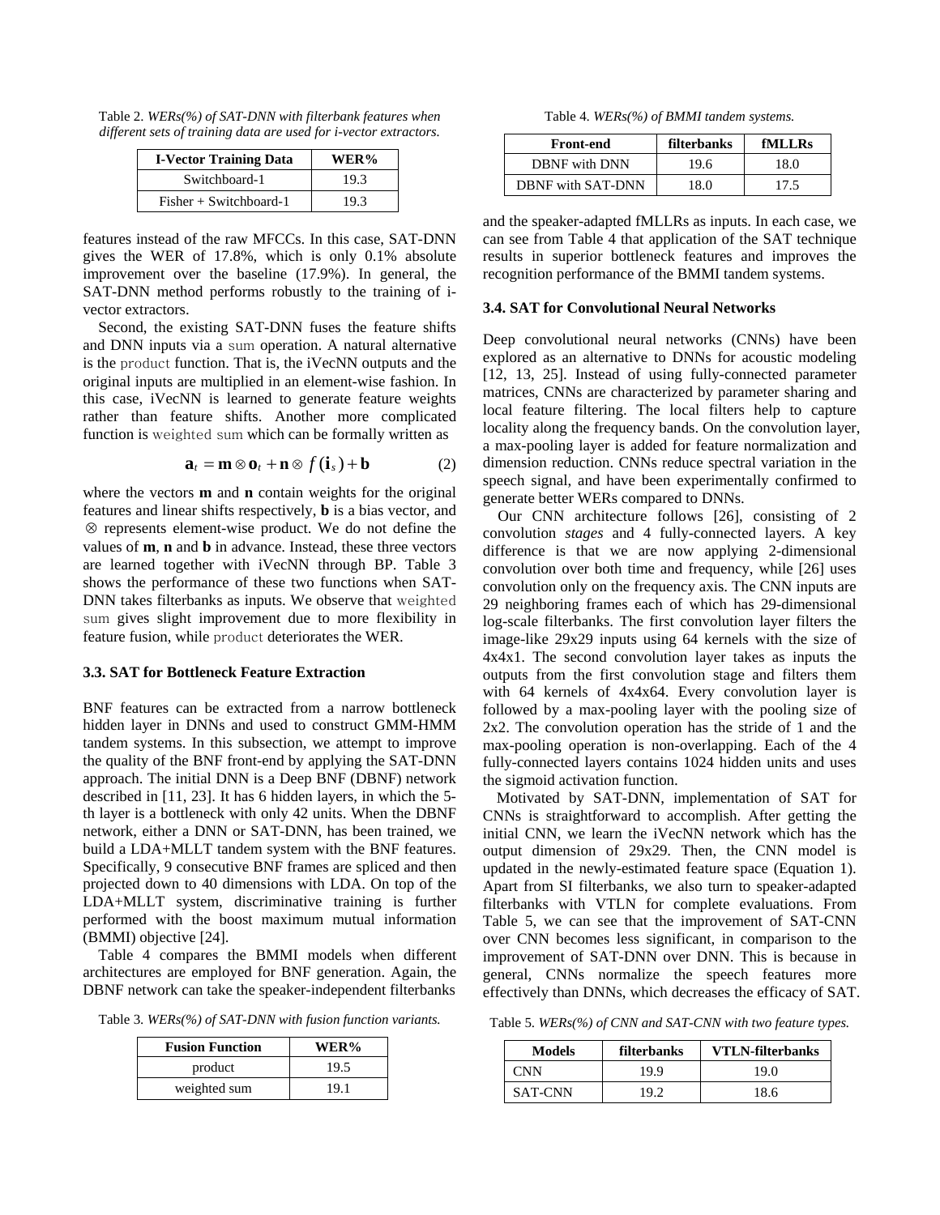Table 2. *WERs(%) of SAT-DNN with filterbank features when different sets of training data are used for i-vector extractors.*

| I-Vector Training Data | WER% |
| --- | --- |
| Switchboard-1 | 19.3 |
| Fisher + Switchboard-1 | 19.3 |

features instead of the raw MFCCs. In this case, SAT-DNN gives the WER of 17.8%, which is only 0.1% absolute improvement over the baseline (17.9%). In general, the SAT-DNN method performs robustly to the training of i-vector extractors.

Second, the existing SAT-DNN fuses the feature shifts and DNN inputs via a sum operation. A natural alternative is the product function. That is, the iVecNN outputs and the original inputs are multiplied in an element-wise fashion. In this case, iVecNN is learned to generate feature weights rather than feature shifts. Another more complicated function is weighted sum which can be formally written as

$$\mathbf{a}_t = \mathbf{m} \otimes \mathbf{o}_t + \mathbf{n} \otimes f(\mathbf{i}_s) + \mathbf{b} \tag{2}$$

where the vectors **m** and **n** contain weights for the original features and linear shifts respectively, **b** is a bias vector, and $\otimes$ represents element-wise product. We do not define the values of **m**, **n** and **b** in advance. Instead, these three vectors are learned together with iVecNN through BP. Table 3 shows the performance of these two functions when SAT-DNN takes filterbanks as inputs. We observe that weighted sum gives slight improvement due to more flexibility in feature fusion, while product deteriorates the WER.

### 3.3. SAT for Bottleneck Feature Extraction

BNF features can be extracted from a narrow bottleneck hidden layer in DNNs and used to construct GMM-HMM tandem systems. In this subsection, we attempt to improve the quality of the BNF front-end by applying the SAT-DNN approach. The initial DNN is a Deep BNF (DBNF) network described in [11, 23]. It has 6 hidden layers, in which the 5-th layer is a bottleneck with only 42 units. When the DBNF network, either a DNN or SAT-DNN, has been trained, we build a LDA+MLLT tandem system with the BNF features. Specifically, 9 consecutive BNF frames are spliced and then projected down to 40 dimensions with LDA. On top of the LDA+MLLT system, discriminative training is further performed with the boost maximum mutual information (BMMI) objective [24].

Table 4 compares the BMMI models when different architectures are employed for BNF generation. Again, the DBNF network can take the speaker-independent filterbanks and the speaker-adapted fMLLRs as inputs. In each case, we can see from Table 4 that application of the SAT technique results in superior bottleneck features and improves the recognition performance of the BMMI tandem systems.

Table 3. *WERs(%) of SAT-DNN with fusion function variants.*

| Fusion Function | WER% |
| --- | --- |
| product | 19.5 |
| weighted sum | 19.1 |

Table 4. *WERs(%) of BMMI tandem systems.*

| Front-end | filterbanks | fMLLRs |
| --- | --- | --- |
| DBNF with DNN | 19.6 | 18.0 |
| DBNF with SAT-DNN | 18.0 | 17.5 |

### 3.4. SAT for Convolutional Neural Networks

Deep convolutional neural networks (CNNs) have been explored as an alternative to DNNs for acoustic modeling [12, 13, 25]. Instead of using fully-connected parameter matrices, CNNs are characterized by parameter sharing and local feature filtering. The local filters help to capture locality along the frequency bands. On the convolution layer, a max-pooling layer is added for feature normalization and dimension reduction. CNNs reduce spectral variation in the speech signal, and have been experimentally confirmed to generate better WERs compared to DNNs.

Our CNN architecture follows [26], consisting of 2 convolution *stages* and 4 fully-connected layers. A key difference is that we are now applying 2-dimensional convolution over both time and frequency, while [26] uses convolution only on the frequency axis. The CNN inputs are 29 neighboring frames each of which has 29-dimensional log-scale filterbanks. The first convolution layer filters the image-like 29x29 inputs using 64 kernels with the size of 4x4x1. The second convolution layer takes as inputs the outputs from the first convolution stage and filters them with 64 kernels of 4x4x64. Every convolution layer is followed by a max-pooling layer with the pooling size of 2x2. The convolution operation has the stride of 1 and the max-pooling operation is non-overlapping. Each of the 4 fully-connected layers contains 1024 hidden units and uses the sigmoid activation function.

Motivated by SAT-DNN, implementation of SAT for CNNs is straightforward to accomplish. After getting the initial CNN, we learn the iVecNN network which has the output dimension of 29x29. Then, the CNN model is updated in the newly-estimated feature space (Equation 1). Apart from SI filterbanks, we also turn to speaker-adapted filterbanks with VTLN for complete evaluations. From Table 5, we can see that the improvement of SAT-CNN over CNN becomes less significant, in comparison to the improvement of SAT-DNN over DNN. This is because in general, CNNs normalize the speech features more effectively than DNNs, which decreases the efficacy of SAT.

Table 5. *WERs(%) of CNN and SAT-CNN with two feature types.*

| Models | filterbanks | VTLN-filterbanks |
| --- | --- | --- |
| CNN | 19.9 | 19.0 |
| SAT-CNN | 19.2 | 18.6 |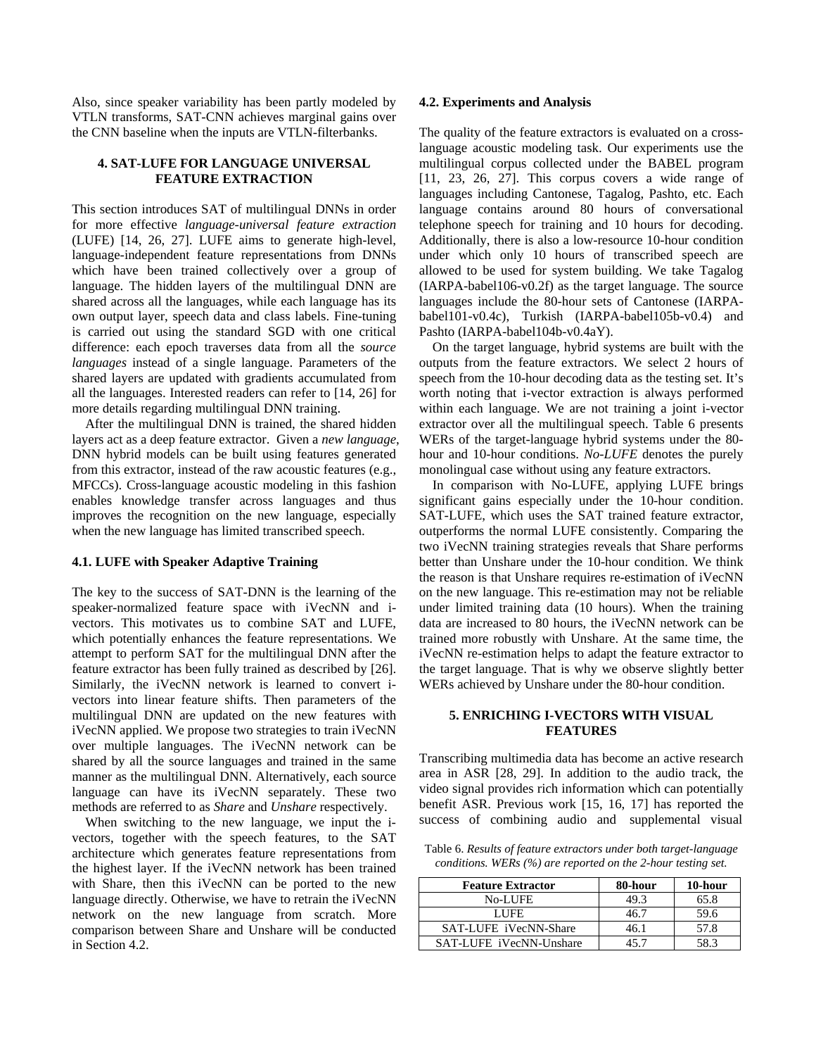Also, since speaker variability has been partly modeled by VTLN transforms, SAT-CNN achieves marginal gains over the CNN baseline when the inputs are VTLN-filterbanks.

## 4. SAT-LUFE FOR LANGUAGE UNIVERSAL FEATURE EXTRACTION

This section introduces SAT of multilingual DNNs in order for more effective *language-universal feature extraction* (LUFE) [14, 26, 27]. LUFE aims to generate high-level, language-independent feature representations from DNNs which have been trained collectively over a group of language. The hidden layers of the multilingual DNN are shared across all the languages, while each language has its own output layer, speech data and class labels. Fine-tuning is carried out using the standard SGD with one critical difference: each epoch traverses data from all the *source languages* instead of a single language. Parameters of the shared layers are updated with gradients accumulated from all the languages. Interested readers can refer to [14, 26] for more details regarding multilingual DNN training.

After the multilingual DNN is trained, the shared hidden layers act as a deep feature extractor. Given a *new language*, DNN hybrid models can be built using features generated from this extractor, instead of the raw acoustic features (e.g., MFCCs). Cross-language acoustic modeling in this fashion enables knowledge transfer across languages and thus improves the recognition on the new language, especially when the new language has limited transcribed speech.

### 4.1. LUFE with Speaker Adaptive Training

The key to the success of SAT-DNN is the learning of the speaker-normalized feature space with iVecNN and i-vectors. This motivates us to combine SAT and LUFE, which potentially enhances the feature representations. We attempt to perform SAT for the multilingual DNN after the feature extractor has been fully trained as described by [26]. Similarly, the iVecNN network is learned to convert i-vectors into linear feature shifts. Then parameters of the multilingual DNN are updated on the new features with iVecNN applied. We propose two strategies to train iVecNN over multiple languages. The iVecNN network can be shared by all the source languages and trained in the same manner as the multilingual DNN. Alternatively, each source language can have its iVecNN separately. These two methods are referred to as *Share* and *Unshare* respectively.

When switching to the new language, we input the i-vectors, together with the speech features, to the SAT architecture which generates feature representations from the highest layer. If the iVecNN network has been trained with Share, then this iVecNN can be ported to the new language directly. Otherwise, we have to retrain the iVecNN network on the new language from scratch. More comparison between Share and Unshare will be conducted in Section 4.2.

### 4.2. Experiments and Analysis

The quality of the feature extractors is evaluated on a cross-language acoustic modeling task. Our experiments use the multilingual corpus collected under the BABEL program [11, 23, 26, 27]. This corpus covers a wide range of languages including Cantonese, Tagalog, Pashto, etc. Each language contains around 80 hours of conversational telephone speech for training and 10 hours for decoding. Additionally, there is also a low-resource 10-hour condition under which only 10 hours of transcribed speech are allowed to be used for system building. We take Tagalog (IARPA-babel106-v0.2f) as the target language. The source languages include the 80-hour sets of Cantonese (IARPA-babel101-v0.4c), Turkish (IARPA-babel105b-v0.4) and Pashto (IARPA-babel104b-v0.4aY).

On the target language, hybrid systems are built with the outputs from the feature extractors. We select 2 hours of speech from the 10-hour decoding data as the testing set. It's worth noting that i-vector extraction is always performed within each language. We are not training a joint i-vector extractor over all the multilingual speech. Table 6 presents WERs of the target-language hybrid systems under the 80-hour and 10-hour conditions. *No-LUFE* denotes the purely monolingual case without using any feature extractors.

In comparison with No-LUFE, applying LUFE brings significant gains especially under the 10-hour condition. SAT-LUFE, which uses the SAT trained feature extractor, outperforms the normal LUFE consistently. Comparing the two iVecNN training strategies reveals that Share performs better than Unshare under the 10-hour condition. We think the reason is that Unshare requires re-estimation of iVecNN on the new language. This re-estimation may not be reliable under limited training data (10 hours). When the training data are increased to 80 hours, the iVecNN network can be trained more robustly with Unshare. At the same time, the iVecNN re-estimation helps to adapt the feature extractor to the target language. That is why we observe slightly better WERs achieved by Unshare under the 80-hour condition.

Table 6. *Results of feature extractors under both target-language conditions. WERs (%) are reported on the 2-hour testing set.*

| Feature Extractor | 80-hour | 10-hour |
|---|---|---|
| No-LUFE | 49.3 | 65.8 |
| LUFE | 46.7 | 59.6 |
| SAT-LUFE iVecNN-Share | 46.1 | 57.8 |
| SAT-LUFE iVecNN-Unshare | 45.7 | 58.3 |

## 5. ENRICHING I-VECTORS WITH VISUAL FEATURES

Transcribing multimedia data has become an active research area in ASR [28, 29]. In addition to the audio track, the video signal provides rich information which can potentially benefit ASR. Previous work [15, 16, 17] has reported the success of combining audio and supplemental visual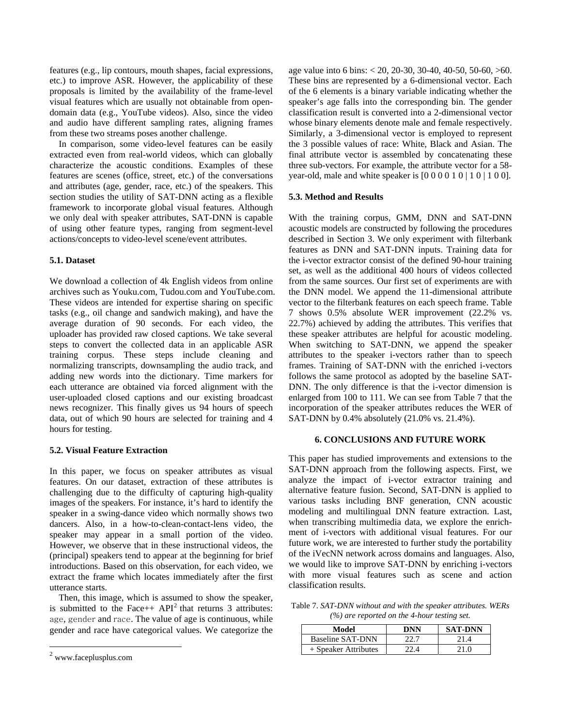features (e.g., lip contours, mouth shapes, facial expressions, etc.) to improve ASR. However, the applicability of these proposals is limited by the availability of the frame-level visual features which are usually not obtainable from open-domain data (e.g., YouTube videos). Also, since the video and audio have different sampling rates, aligning frames from these two streams poses another challenge.

In comparison, some video-level features can be easily extracted even from real-world videos, which can globally characterize the acoustic conditions. Examples of these features are scenes (office, street, etc.) of the conversations and attributes (age, gender, race, etc.) of the speakers. This section studies the utility of SAT-DNN acting as a flexible framework to incorporate global visual features. Although we only deal with speaker attributes, SAT-DNN is capable of using other feature types, ranging from segment-level actions/concepts to video-level scene/event attributes.

### 5.1. Dataset

We download a collection of 4k English videos from online archives such as Youku.com, Tudou.com and YouTube.com. These videos are intended for expertise sharing on specific tasks (e.g., oil change and sandwich making), and have the average duration of 90 seconds. For each video, the uploader has provided raw closed captions. We take several steps to convert the collected data in an applicable ASR training corpus. These steps include cleaning and normalizing transcripts, downsampling the audio track, and adding new words into the dictionary. Time markers for each utterance are obtained via forced alignment with the user-uploaded closed captions and our existing broadcast news recognizer. This finally gives us 94 hours of speech data, out of which 90 hours are selected for training and 4 hours for testing.

### 5.2. Visual Feature Extraction

In this paper, we focus on speaker attributes as visual features. On our dataset, extraction of these attributes is challenging due to the difficulty of capturing high-quality images of the speakers. For instance, it's hard to identify the speaker in a swing-dance video which normally shows two dancers. Also, in a how-to-clean-contact-lens video, the speaker may appear in a small portion of the video. However, we observe that in these instructional videos, the (principal) speakers tend to appear at the beginning for brief introductions. Based on this observation, for each video, we extract the frame which locates immediately after the first utterance starts.

Then, this image, which is assumed to show the speaker, is submitted to the Face++ API[2] that returns 3 attributes: age, gender and race. The value of age is continuous, while gender and race have categorical values. We categorize the age value into 6 bins: < 20, 20-30, 30-40, 40-50, 50-60, >60. These bins are represented by a 6-dimensional vector. Each of the 6 elements is a binary variable indicating whether the speaker's age falls into the corresponding bin. The gender classification result is converted into a 2-dimensional vector whose binary elements denote male and female respectively. Similarly, a 3-dimensional vector is employed to represent the 3 possible values of race: White, Black and Asian. The final attribute vector is assembled by concatenating these three sub-vectors. For example, the attribute vector for a 58-year-old, male and white speaker is [0 0 0 0 1 0 | 1 0 | 1 0 0].

[2] www.faceplusplus.com

### 5.3. Method and Results

With the training corpus, GMM, DNN and SAT-DNN acoustic models are constructed by following the procedures described in Section 3. We only experiment with filterbank features as DNN and SAT-DNN inputs. Training data for the i-vector extractor consist of the defined 90-hour training set, as well as the additional 400 hours of videos collected from the same sources. Our first set of experiments are with the DNN model. We append the 11-dimensional attribute vector to the filterbank features on each speech frame. Table 7 shows 0.5% absolute WER improvement (22.2% vs. 22.7%) achieved by adding the attributes. This verifies that these speaker attributes are helpful for acoustic modeling. When switching to SAT-DNN, we append the speaker attributes to the speaker i-vectors rather than to speech frames. Training of SAT-DNN with the enriched i-vectors follows the same protocol as adopted by the baseline SAT-DNN. The only difference is that the i-vector dimension is enlarged from 100 to 111. We can see from Table 7 that the incorporation of the speaker attributes reduces the WER of SAT-DNN by 0.4% absolutely (21.0% vs. 21.4%).

## 6. CONCLUSIONS AND FUTURE WORK

This paper has studied improvements and extensions to the SAT-DNN approach from the following aspects. First, we analyze the impact of i-vector extractor training and alternative feature fusion. Second, SAT-DNN is applied to various tasks including BNF generation, CNN acoustic modeling and multilingual DNN feature extraction. Last, when transcribing multimedia data, we explore the enrichment of i-vectors with additional visual features. For our future work, we are interested to further study the portability of the iVecNN network across domains and languages. Also, we would like to improve SAT-DNN by enriching i-vectors with more visual features such as scene and action classification results.

Table 7. *SAT-DNN without and with the speaker attributes. WERs (%) are reported on the 4-hour testing set.*

| Model | DNN | SAT-DNN |
|---|---|---|
| Baseline SAT-DNN | 22.7 | 21.4 |
| + Speaker Attributes | 22.4 | 21.0 |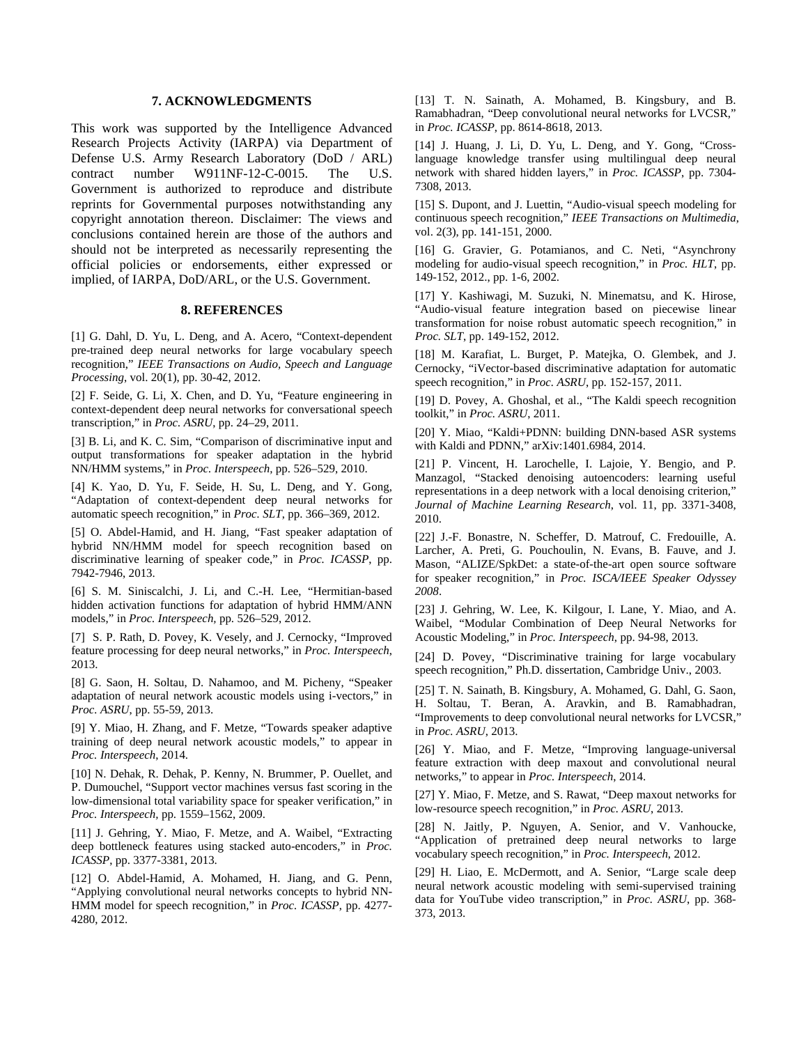## 7. ACKNOWLEDGMENTS

This work was supported by the Intelligence Advanced Research Projects Activity (IARPA) via Department of Defense U.S. Army Research Laboratory (DoD / ARL) contract number W911NF-12-C-0015. The U.S. Government is authorized to reproduce and distribute reprints for Governmental purposes notwithstanding any copyright annotation thereon. Disclaimer: The views and conclusions contained herein are those of the authors and should not be interpreted as necessarily representing the official policies or endorsements, either expressed or implied, of IARPA, DoD/ARL, or the U.S. Government.

## 8. REFERENCES

[1] G. Dahl, D. Yu, L. Deng, and A. Acero, "Context-dependent pre-trained deep neural networks for large vocabulary speech recognition," *IEEE Transactions on Audio, Speech and Language Processing*, vol. 20(1), pp. 30-42, 2012.

[2] F. Seide, G. Li, X. Chen, and D. Yu, "Feature engineering in context-dependent deep neural networks for conversational speech transcription," in *Proc. ASRU*, pp. 24–29, 2011.

[3] B. Li, and K. C. Sim, "Comparison of discriminative input and output transformations for speaker adaptation in the hybrid NN/HMM systems," in *Proc. Interspeech*, pp. 526–529, 2010.

[4] K. Yao, D. Yu, F. Seide, H. Su, L. Deng, and Y. Gong, "Adaptation of context-dependent deep neural networks for automatic speech recognition," in *Proc. SLT*, pp. 366–369, 2012.

[5] O. Abdel-Hamid, and H. Jiang, "Fast speaker adaptation of hybrid NN/HMM model for speech recognition based on discriminative learning of speaker code," in *Proc. ICASSP*, pp. 7942-7946, 2013.

[6] S. M. Siniscalchi, J. Li, and C.-H. Lee, "Hermitian-based hidden activation functions for adaptation of hybrid HMM/ANN models," in *Proc. Interspeech*, pp. 526–529, 2012.

[7] S. P. Rath, D. Povey, K. Vesely, and J. Cernocky, "Improved feature processing for deep neural networks," in *Proc. Interspeech*, 2013.

[8] G. Saon, H. Soltau, D. Nahamoo, and M. Picheny, "Speaker adaptation of neural network acoustic models using i-vectors," in *Proc. ASRU*, pp. 55-59, 2013.

[9] Y. Miao, H. Zhang, and F. Metze, "Towards speaker adaptive training of deep neural network acoustic models," to appear in *Proc. Interspeech*, 2014.

[10] N. Dehak, R. Dehak, P. Kenny, N. Brummer, P. Ouellet, and P. Dumouchel, "Support vector machines versus fast scoring in the low-dimensional total variability space for speaker verification," in *Proc. Interspeech*, pp. 1559–1562, 2009.

[11] J. Gehring, Y. Miao, F. Metze, and A. Waibel, "Extracting deep bottleneck features using stacked auto-encoders," in *Proc. ICASSP*, pp. 3377-3381, 2013.

[12] O. Abdel-Hamid, A. Mohamed, H. Jiang, and G. Penn, "Applying convolutional neural networks concepts to hybrid NN-HMM model for speech recognition," in *Proc. ICASSP*, pp. 4277-4280, 2012.

[13] T. N. Sainath, A. Mohamed, B. Kingsbury, and B. Ramabhadran, "Deep convolutional neural networks for LVCSR," in *Proc. ICASSP*, pp. 8614-8618, 2013.

[14] J. Huang, J. Li, D. Yu, L. Deng, and Y. Gong, "Cross-language knowledge transfer using multilingual deep neural network with shared hidden layers," in *Proc. ICASSP*, pp. 7304-7308, 2013.

[15] S. Dupont, and J. Luettin, "Audio-visual speech modeling for continuous speech recognition," *IEEE Transactions on Multimedia*, vol. 2(3), pp. 141-151, 2000.

[16] G. Gravier, G. Potamianos, and C. Neti, "Asynchrony modeling for audio-visual speech recognition," in *Proc. HLT*, pp. 149-152, 2012., pp. 1-6, 2002.

[17] Y. Kashiwagi, M. Suzuki, N. Minematsu, and K. Hirose, "Audio-visual feature integration based on piecewise linear transformation for noise robust automatic speech recognition," in *Proc. SLT*, pp. 149-152, 2012.

[18] M. Karafiat, L. Burget, P. Matejka, O. Glembek, and J. Cernocky, "iVector-based discriminative adaptation for automatic speech recognition," in *Proc. ASRU*, pp. 152-157, 2011.

[19] D. Povey, A. Ghoshal, et al., "The Kaldi speech recognition toolkit," in *Proc. ASRU*, 2011.

[20] Y. Miao, "Kaldi+PDNN: building DNN-based ASR systems with Kaldi and PDNN," arXiv:1401.6984, 2014.

[21] P. Vincent, H. Larochelle, I. Lajoie, Y. Bengio, and P. Manzagol, "Stacked denoising autoencoders: learning useful representations in a deep network with a local denoising criterion," *Journal of Machine Learning Research*, vol. 11, pp. 3371-3408, 2010.

[22] J.-F. Bonastre, N. Scheffer, D. Matrouf, C. Fredouille, A. Larcher, A. Preti, G. Pouchoulin, N. Evans, B. Fauve, and J. Mason, "ALIZE/SpkDet: a state-of-the-art open source software for speaker recognition," in *Proc. ISCA/IEEE Speaker Odyssey 2008*.

[23] J. Gehring, W. Lee, K. Kilgour, I. Lane, Y. Miao, and A. Waibel, "Modular Combination of Deep Neural Networks for Acoustic Modeling," in *Proc. Interspeech*, pp. 94-98, 2013.

[24] D. Povey, "Discriminative training for large vocabulary speech recognition," Ph.D. dissertation, Cambridge Univ., 2003.

[25] T. N. Sainath, B. Kingsbury, A. Mohamed, G. Dahl, G. Saon, H. Soltau, T. Beran, A. Aravkin, and B. Ramabhadran, "Improvements to deep convolutional neural networks for LVCSR," in *Proc. ASRU*, 2013.

[26] Y. Miao, and F. Metze, "Improving language-universal feature extraction with deep maxout and convolutional neural networks," to appear in *Proc. Interspeech*, 2014.

[27] Y. Miao, F. Metze, and S. Rawat, "Deep maxout networks for low-resource speech recognition," in *Proc. ASRU*, 2013.

[28] N. Jaitly, P. Nguyen, A. Senior, and V. Vanhoucke, "Application of pretrained deep neural networks to large vocabulary speech recognition," in *Proc. Interspeech*, 2012.

[29] H. Liao, E. McDermott, and A. Senior, "Large scale deep neural network acoustic modeling with semi-supervised training data for YouTube video transcription," in *Proc. ASRU*, pp. 368-373, 2013.